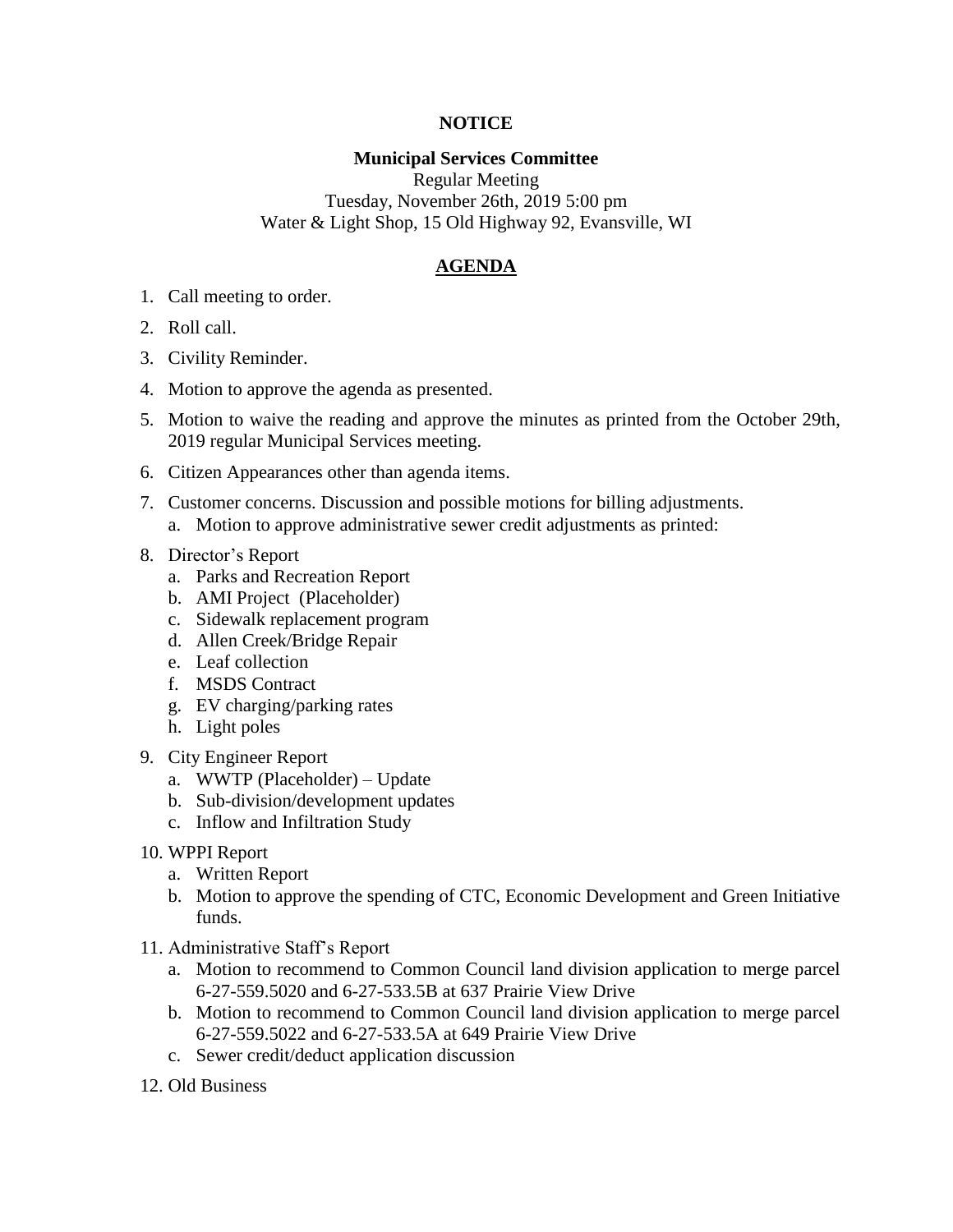**NOTICE**

**Municipal Services Committee**

Regular Meeting

Tuesday, November 26th, 2019 5:00 pm

Water & Light Shop, 15 Old Highway 92, Evansville, WI

## AGENDA

1. Call meeting to order.
2. Roll call.
3. Civility Reminder.
4. Motion to approve the agenda as presented.
5. Motion to waive the reading and approve the minutes as printed from the October 29th, 2019 regular Municipal Services meeting.
6. Citizen Appearances other than agenda items.
7. Customer concerns. Discussion and possible motions for billing adjustments.
   a. Motion to approve administrative sewer credit adjustments as printed:
8. Director's Report
   a. Parks and Recreation Report
   b. AMI Project (Placeholder)
   c. Sidewalk replacement program
   d. Allen Creek/Bridge Repair
   e. Leaf collection
   f. MSDS Contract
   g. EV charging/parking rates
   h. Light poles
9. City Engineer Report
   a. WWTP (Placeholder) – Update
   b. Sub-division/development updates
   c. Inflow and Infiltration Study
10. WPPI Report
    a. Written Report
    b. Motion to approve the spending of CTC, Economic Development and Green Initiative funds.
11. Administrative Staff's Report
    a. Motion to recommend to Common Council land division application to merge parcel 6-27-559.5020 and 6-27-533.5B at 637 Prairie View Drive
    b. Motion to recommend to Common Council land division application to merge parcel 6-27-559.5022 and 6-27-533.5A at 649 Prairie View Drive
    c. Sewer credit/deduct application discussion
12. Old Business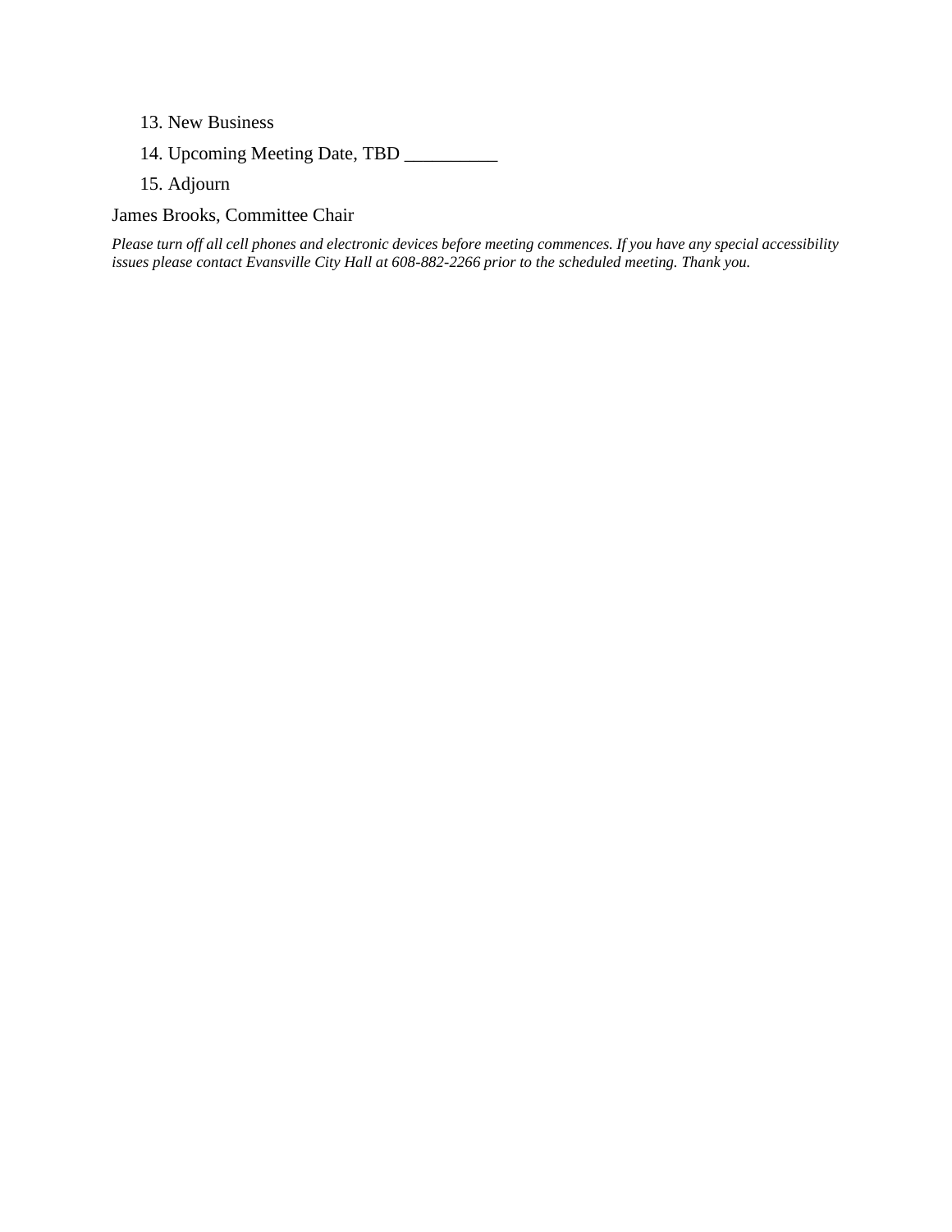13. New Business
14. Upcoming Meeting Date, TBD __________
15. Adjourn

James Brooks, Committee Chair

*Please turn off all cell phones and electronic devices before meeting commences. If you have any special accessibility issues please contact Evansville City Hall at 608-882-2266 prior to the scheduled meeting. Thank you.*